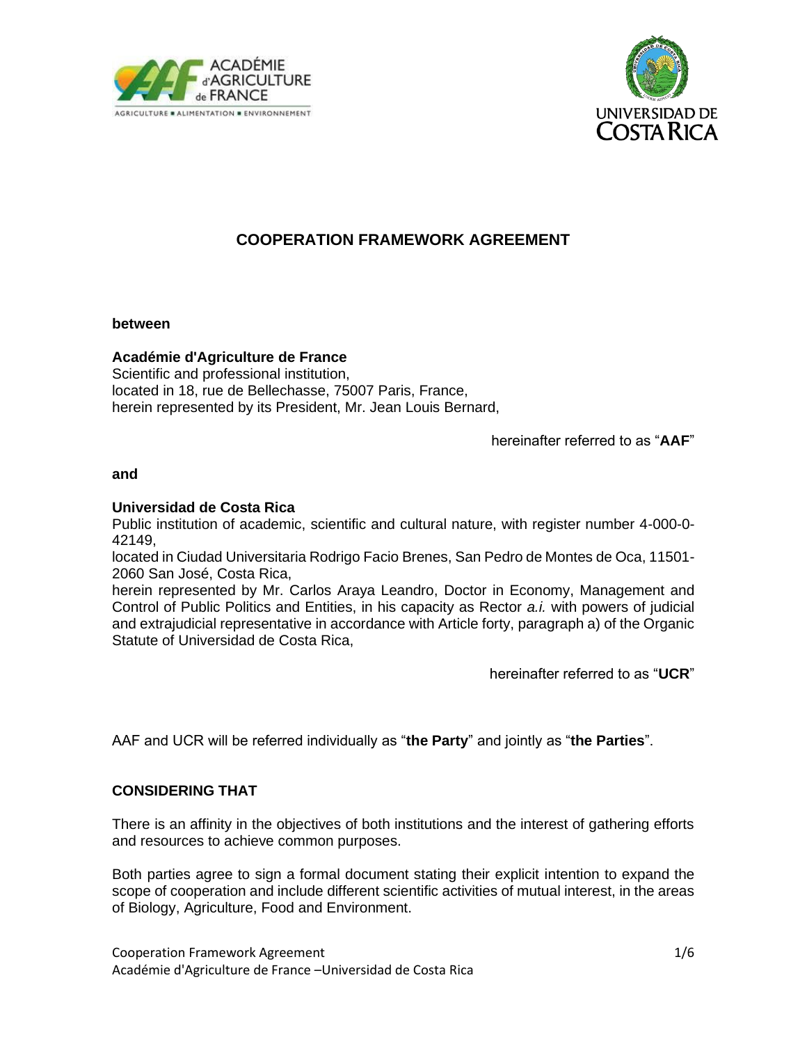# COOPERATION FRAMEWORK AGREEMENT

**between**

**Académie d'Agriculture de France**
Scientific and professional institution,
located in 18, rue de Bellechasse, 75007 Paris, France,
herein represented by its President, Mr. Jean Louis Bernard,

hereinafter referred to as "**AAF**"

**and**

**Universidad de Costa Rica**
Public institution of academic, scientific and cultural nature, with register number 4-000-0-42149,
located in Ciudad Universitaria Rodrigo Facio Brenes, San Pedro de Montes de Oca, 11501-2060 San José, Costa Rica,
herein represented by Mr. Carlos Araya Leandro, Doctor in Economy, Management and Control of Public Politics and Entities, in his capacity as Rector *a.i.* with powers of judicial and extrajudicial representative in accordance with Article forty, paragraph a) of the Organic Statute of Universidad de Costa Rica,

hereinafter referred to as "**UCR**"

AAF and UCR will be referred individually as "**the Party**" and jointly as "**the Parties**".

## CONSIDERING THAT

There is an affinity in the objectives of both institutions and the interest of gathering efforts and resources to achieve common purposes.

Both parties agree to sign a formal document stating their explicit intention to expand the scope of cooperation and include different scientific activities of mutual interest, in the areas of Biology, Agriculture, Food and Environment.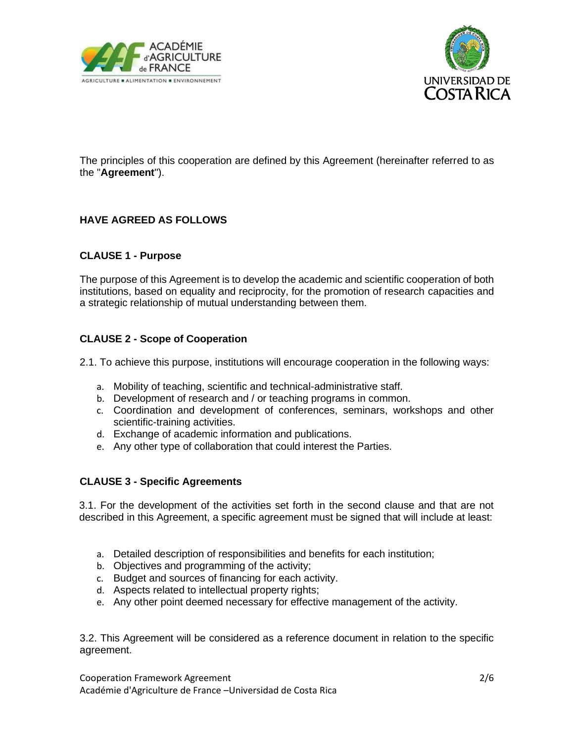The principles of this cooperation are defined by this Agreement (hereinafter referred to as the "**Agreement**").

**HAVE AGREED AS FOLLOWS**

**CLAUSE 1 - Purpose**

The purpose of this Agreement is to develop the academic and scientific cooperation of both institutions, based on equality and reciprocity, for the promotion of research capacities and a strategic relationship of mutual understanding between them.

**CLAUSE 2 - Scope of Cooperation**

2.1. To achieve this purpose, institutions will encourage cooperation in the following ways:

a. Mobility of teaching, scientific and technical-administrative staff.
b. Development of research and / or teaching programs in common.
c. Coordination and development of conferences, seminars, workshops and other scientific-training activities.
d. Exchange of academic information and publications.
e. Any other type of collaboration that could interest the Parties.

**CLAUSE 3 - Specific Agreements**

3.1. For the development of the activities set forth in the second clause and that are not described in this Agreement, a specific agreement must be signed that will include at least:

a. Detailed description of responsibilities and benefits for each institution;
b. Objectives and programming of the activity;
c. Budget and sources of financing for each activity.
d. Aspects related to intellectual property rights;
e. Any other point deemed necessary for effective management of the activity.

3.2. This Agreement will be considered as a reference document in relation to the specific agreement.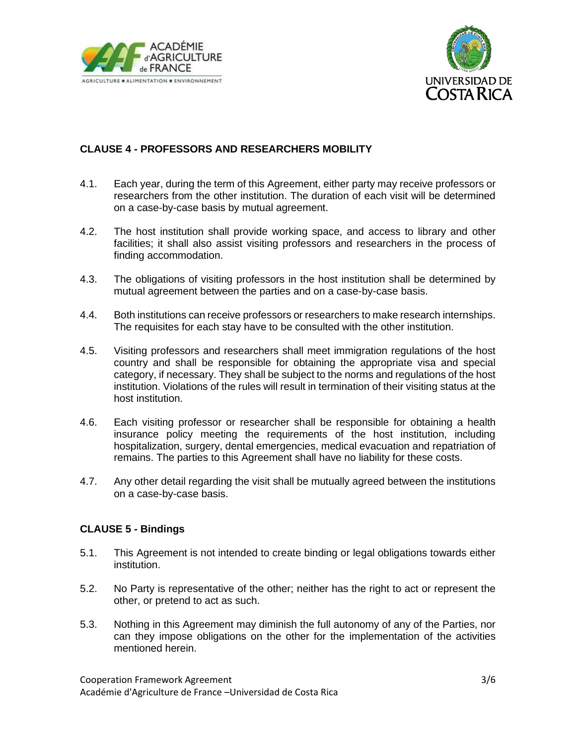## CLAUSE 4 - PROFESSORS AND RESEARCHERS MOBILITY

4.1. Each year, during the term of this Agreement, either party may receive professors or researchers from the other institution. The duration of each visit will be determined on a case-by-case basis by mutual agreement.

4.2. The host institution shall provide working space, and access to library and other facilities; it shall also assist visiting professors and researchers in the process of finding accommodation.

4.3. The obligations of visiting professors in the host institution shall be determined by mutual agreement between the parties and on a case-by-case basis.

4.4. Both institutions can receive professors or researchers to make research internships. The requisites for each stay have to be consulted with the other institution.

4.5. Visiting professors and researchers shall meet immigration regulations of the host country and shall be responsible for obtaining the appropriate visa and special category, if necessary. They shall be subject to the norms and regulations of the host institution. Violations of the rules will result in termination of their visiting status at the host institution.

4.6. Each visiting professor or researcher shall be responsible for obtaining a health insurance policy meeting the requirements of the host institution, including hospitalization, surgery, dental emergencies, medical evacuation and repatriation of remains. The parties to this Agreement shall have no liability for these costs.

4.7. Any other detail regarding the visit shall be mutually agreed between the institutions on a case-by-case basis.

## CLAUSE 5 - Bindings

5.1. This Agreement is not intended to create binding or legal obligations towards either institution.

5.2. No Party is representative of the other; neither has the right to act or represent the other, or pretend to act as such.

5.3. Nothing in this Agreement may diminish the full autonomy of any of the Parties, nor can they impose obligations on the other for the implementation of the activities mentioned herein.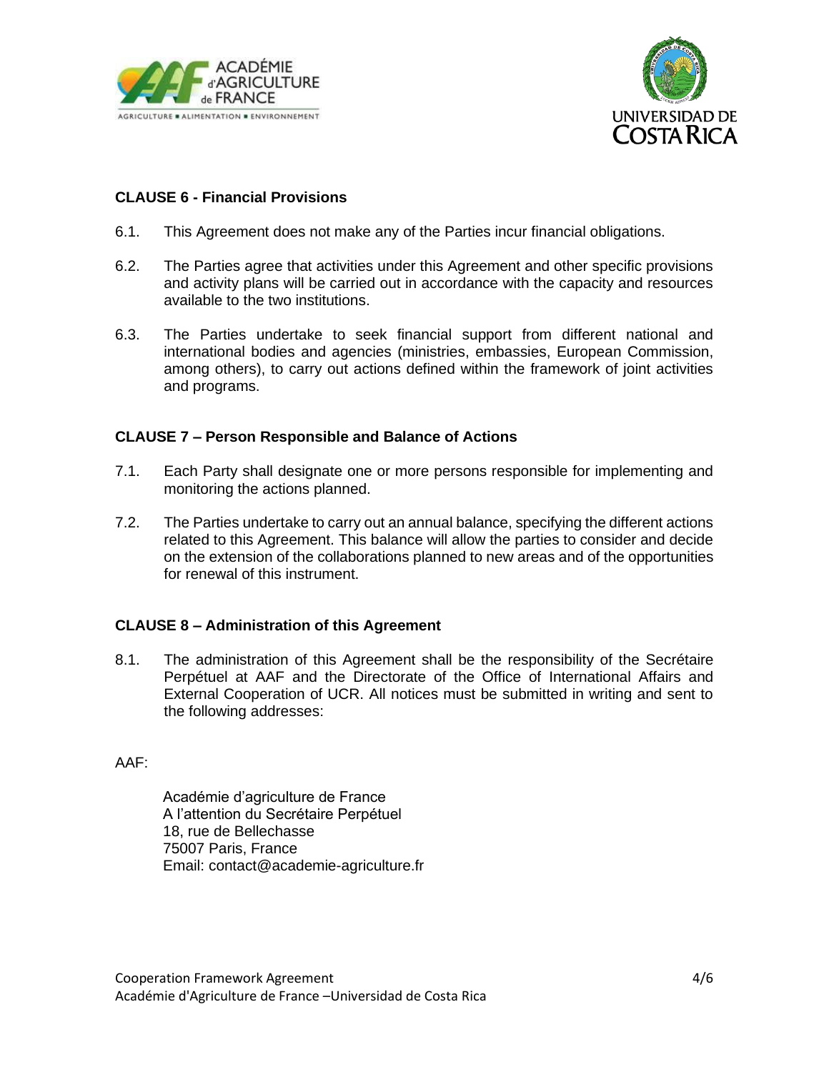### CLAUSE 6 - Financial Provisions

6.1. This Agreement does not make any of the Parties incur financial obligations.

6.2. The Parties agree that activities under this Agreement and other specific provisions and activity plans will be carried out in accordance with the capacity and resources available to the two institutions.

6.3. The Parties undertake to seek financial support from different national and international bodies and agencies (ministries, embassies, European Commission, among others), to carry out actions defined within the framework of joint activities and programs.

### CLAUSE 7 – Person Responsible and Balance of Actions

7.1. Each Party shall designate one or more persons responsible for implementing and monitoring the actions planned.

7.2. The Parties undertake to carry out an annual balance, specifying the different actions related to this Agreement. This balance will allow the parties to consider and decide on the extension of the collaborations planned to new areas and of the opportunities for renewal of this instrument.

### CLAUSE 8 – Administration of this Agreement

8.1. The administration of this Agreement shall be the responsibility of the Secrétaire Perpétuel at AAF and the Directorate of the Office of International Affairs and External Cooperation of UCR. All notices must be submitted in writing and sent to the following addresses:

AAF:

Académie d'agriculture de France
A l'attention du Secrétaire Perpétuel
18, rue de Bellechasse
75007 Paris, France
Email: contact@academie-agriculture.fr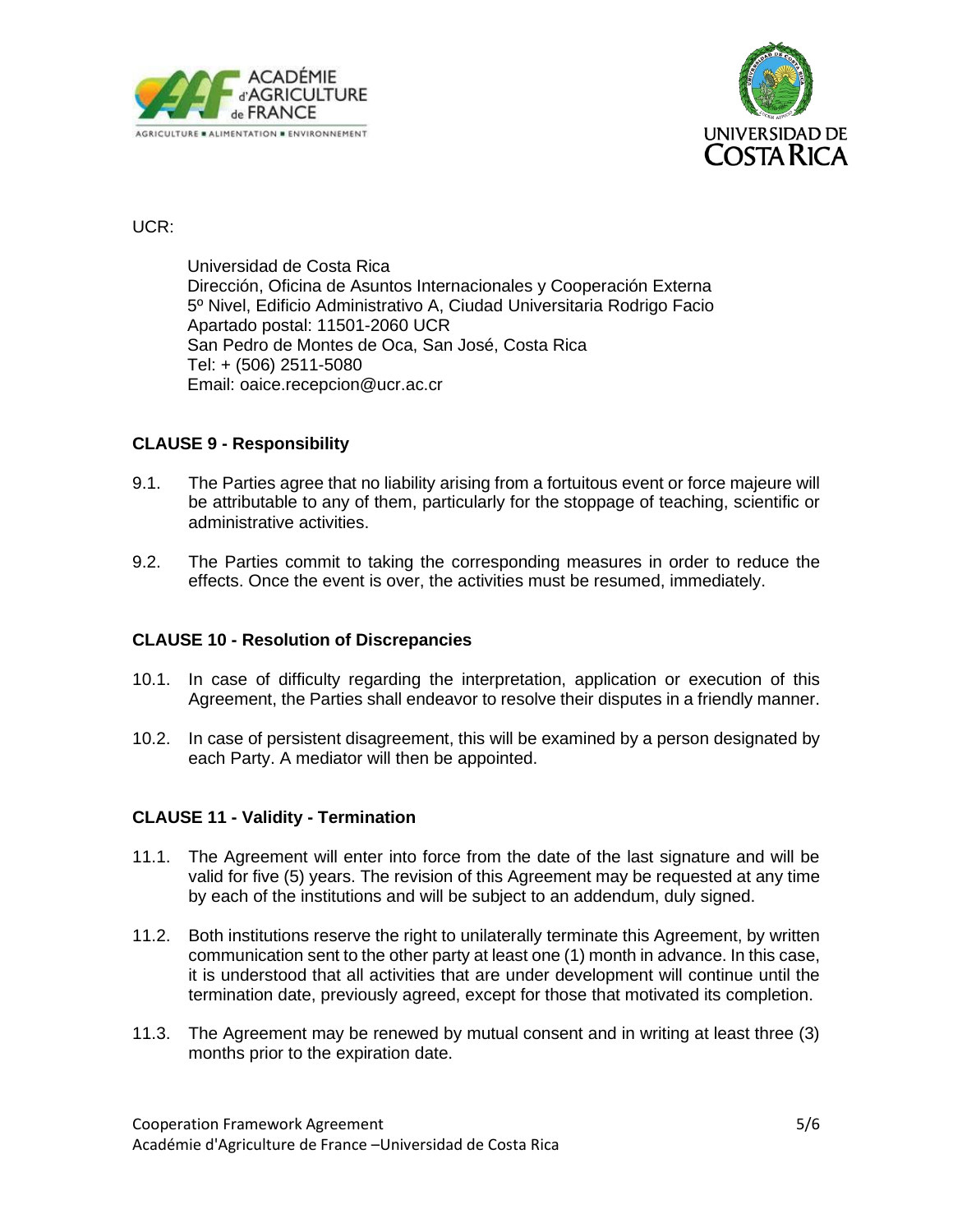UCR:

Universidad de Costa Rica
Dirección, Oficina de Asuntos Internacionales y Cooperación Externa
5º Nivel, Edificio Administrativo A, Ciudad Universitaria Rodrigo Facio
Apartado postal: 11501-2060 UCR
San Pedro de Montes de Oca, San José, Costa Rica
Tel: + (506) 2511-5080
Email: oaice.recepcion@ucr.ac.cr

**CLAUSE 9 - Responsibility**

9.1. The Parties agree that no liability arising from a fortuitous event or force majeure will be attributable to any of them, particularly for the stoppage of teaching, scientific or administrative activities.

9.2. The Parties commit to taking the corresponding measures in order to reduce the effects. Once the event is over, the activities must be resumed, immediately.

**CLAUSE 10 - Resolution of Discrepancies**

10.1. In case of difficulty regarding the interpretation, application or execution of this Agreement, the Parties shall endeavor to resolve their disputes in a friendly manner.

10.2. In case of persistent disagreement, this will be examined by a person designated by each Party. A mediator will then be appointed.

**CLAUSE 11 - Validity - Termination**

11.1. The Agreement will enter into force from the date of the last signature and will be valid for five (5) years. The revision of this Agreement may be requested at any time by each of the institutions and will be subject to an addendum, duly signed.

11.2. Both institutions reserve the right to unilaterally terminate this Agreement, by written communication sent to the other party at least one (1) month in advance. In this case, it is understood that all activities that are under development will continue until the termination date, previously agreed, except for those that motivated its completion.

11.3. The Agreement may be renewed by mutual consent and in writing at least three (3) months prior to the expiration date.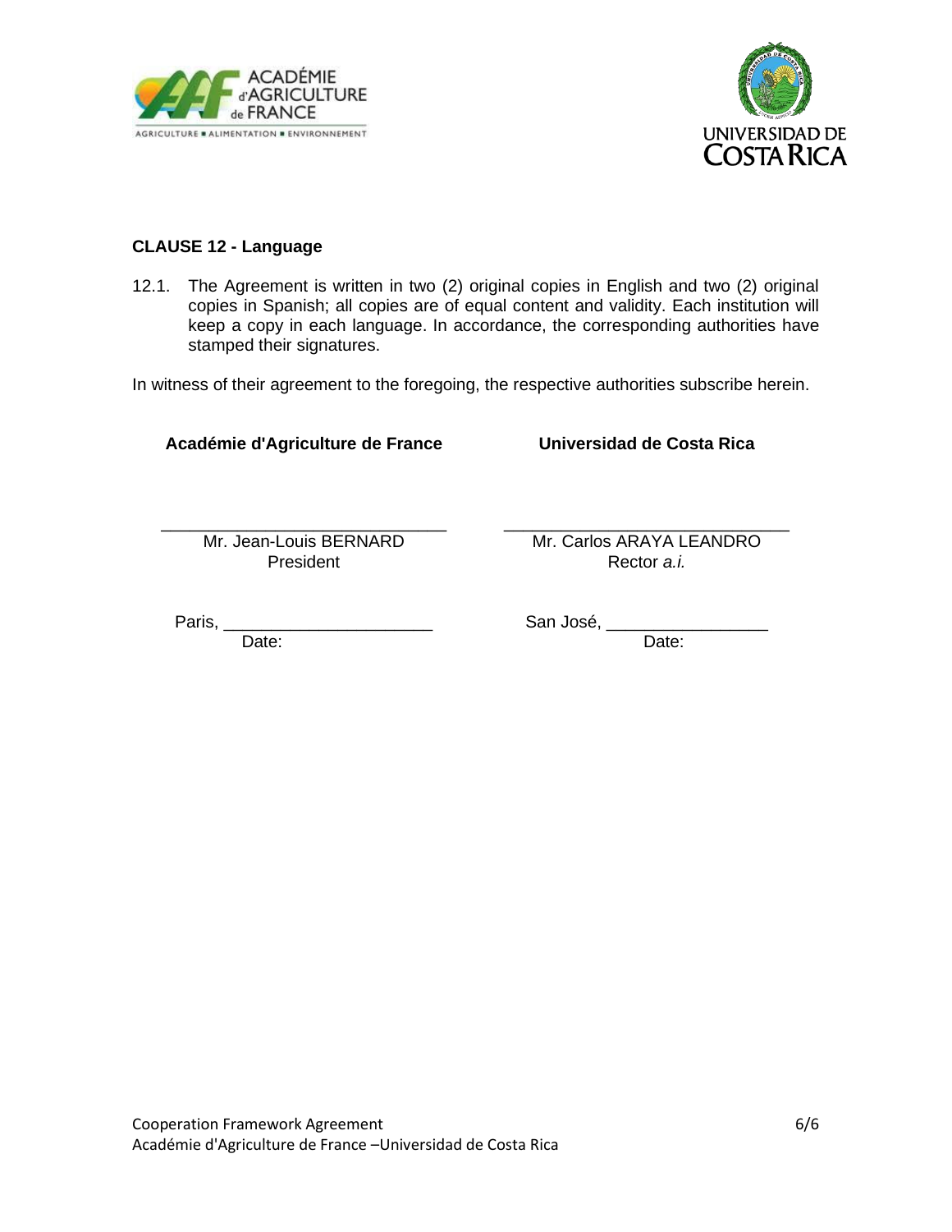**CLAUSE 12 - Language**

12.1. The Agreement is written in two (2) original copies in English and two (2) original copies in Spanish; all copies are of equal content and validity. Each institution will keep a copy in each language. In accordance, the corresponding authorities have stamped their signatures.

In witness of their agreement to the foregoing, the respective authorities subscribe herein.

| **Académie d'Agriculture de France** | **Universidad de Costa Rica** |
| --- | --- |
| _____________________________ | _____________________________ |
| Mr. Jean-Louis BERNARD<br>President | Mr. Carlos ARAYA LEANDRO<br>Rector *a.i.* |
| Paris, ______________________<br>Date: | San José, _________________<br>Date: |